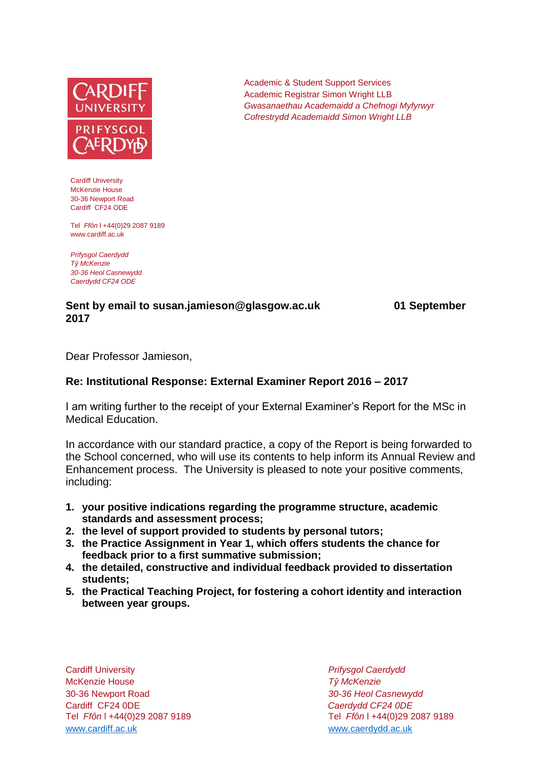CARDIFF UNIVERSITY
PRIFYSGOL CAERDYDD

Academic & Student Support Services
Academic Registrar Simon Wright LLB
*Gwasanaethau Academaidd a Chefnogi Myfyrwyr*
*Cofrestrydd Academaidd Simon Wright LLB*

Cardiff University
McKenzie House
30-36 Newport Road
Cardiff CF24 ODE

Tel *Ffôn* l +44(0)29 2087 9189
www.cardiff.ac.uk

*Prifysgol Caerdydd*
*Tŷ McKenzie*
*30-36 Heol Casnewydd*
*Caerdydd CF24 ODE*

**Sent by email to susan.jamieson@glasgow.ac.uk** **01 September 2017**

Dear Professor Jamieson,

**Re: Institutional Response: External Examiner Report 2016 – 2017**

I am writing further to the receipt of your External Examiner's Report for the MSc in Medical Education.

In accordance with our standard practice, a copy of the Report is being forwarded to the School concerned, who will use its contents to help inform its Annual Review and Enhancement process. The University is pleased to note your positive comments, including:

1. **your positive indications regarding the programme structure, academic standards and assessment process;**
2. **the level of support provided to students by personal tutors;**
3. **the Practice Assignment in Year 1, which offers students the chance for feedback prior to a first summative submission;**
4. **the detailed, constructive and individual feedback provided to dissertation students;**
5. **the Practical Teaching Project, for fostering a cohort identity and interaction between year groups.**

Cardiff University
McKenzie House
30-36 Newport Road
Cardiff CF24 0DE
Tel *Ffôn* l +44(0)29 2087 9189
www.cardiff.ac.uk

*Prifysgol Caerdydd*
*Tŷ McKenzie*
*30-36 Heol Casnewydd*
*Caerdydd CF24 0DE*
Tel *Ffôn* l +44(0)29 2087 9189
www.caerdydd.ac.uk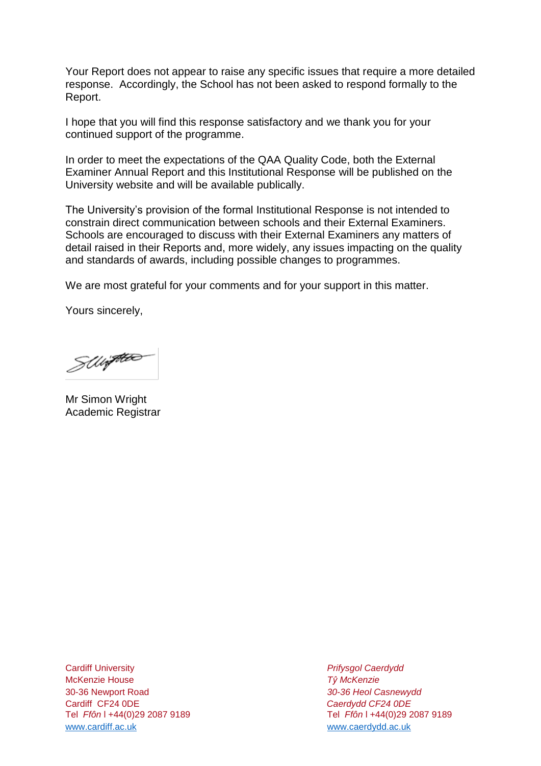Your Report does not appear to raise any specific issues that require a more detailed response. Accordingly, the School has not been asked to respond formally to the Report.

I hope that you will find this response satisfactory and we thank you for your continued support of the programme.

In order to meet the expectations of the QAA Quality Code, both the External Examiner Annual Report and this Institutional Response will be published on the University website and will be available publically.

The University's provision of the formal Institutional Response is not intended to constrain direct communication between schools and their External Examiners. Schools are encouraged to discuss with their External Examiners any matters of detail raised in their Reports and, more widely, any issues impacting on the quality and standards of awards, including possible changes to programmes.

We are most grateful for your comments and for your support in this matter.

Yours sincerely,

Mr Simon Wright
Academic Registrar

Cardiff University
McKenzie House
30-36 Newport Road
Cardiff CF24 0DE
Tel *Ffôn* | +44(0)29 2087 9189
www.cardiff.ac.uk

*Prifysgol Caerdydd*
*Tŷ McKenzie*
*30-36 Heol Casnewydd*
*Caerdydd CF24 0DE*
Tel *Ffôn* | +44(0)29 2087 9189
www.caerdydd.ac.uk